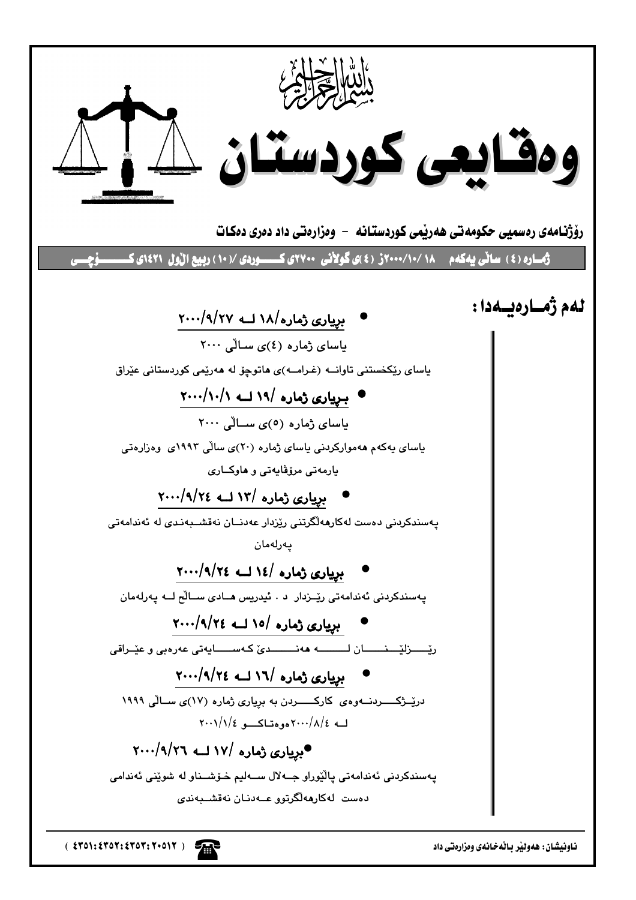بسم الله الرحمن الرحيم

# وەقايعی كوردستان

**ڕۆژنامەی ڕەسمیی حكومەتی هەرێمی كوردستانە - وەزارەتی داد دەری دەكات**

**ژمارە (٤) ساڵی یەكەم ١٨ /١٠/٢٠٠٠ز (٤)ی گوڵانی ٢٧٠٠ی كوردی /(١٠) ربيع الأول ١٤٢١ی كۆچی**

## لەم ژمارەیەدا :

- **بڕیاری ژمارە/١٨ لە ٢٠٠٠/٩/٢٧**

یاسای ژمارە (٤)ی ساڵی ٢٠٠٠

یاسای ڕێكخستنی تاوانە (غرامە)ی هاتوچۆ لە هەرێمی كوردستانی عێراق

- **بڕیاری ژمارە /١٩ لە ٢٠٠٠/١٠/١**

یاسای ژمارە (٥)ی ساڵی ٢٠٠٠

یاسای یەكەم هەمواركردنی یاسای ژمارە (٢٠)ی ساڵی ١٩٩٣ی وەزارەتی یارمەتی مرۆڤایەتی و هاوكاری

- **بڕیاری ژمارە /١٣ لە ٢٠٠٠/٩/٢٤**

پەسندكردنی دەست لەكارهەڵگرتنی ڕێزدار عەدنان نەقشبەندی لە ئەندامەتی پەرلەمان

- **بڕیاری ژمارە /١٤ لە ٢٠٠٠/٩/٢٤**

پەسندكردنی ئەندامەتی ڕێزدار د . ئیدریس هادی ساڵح لە پەرلەمان

- **بڕیاری ژمارە /١٥ لە ٢٠٠٠/٩/٢٤**

ڕێزلێنان لە هەندێ كەسایەتی عەرەبی و عێراقی

- **بڕیاری ژمارە /١٦ لە ٢٠٠٠/٩/٢٤**

درێژكردنەوەی كاركردن بە بڕیاری ژمارە (١٧)ی ساڵی ١٩٩٩ لە ٢٠٠٠/٨/٤ەوەتاكو ٢٠٠١/١/٤

- **بڕیاری ژمارە /١٧ لە ٢٠٠٠/٩/٢٦**

پەسندكردنی ئەندامەتی پاڵێوراو جەلال سەلیم خۆشناو لە شوێنی ئەندامی دەست لەكارهەڵگرتوو عەدنان نەقشبەندی

ناونیشان: هەولێر باڵەخانەی وەزارەتی داد

( ٤٣٥١:٤٣٥٢:٤٣٥٣:٢٠٥١٢ )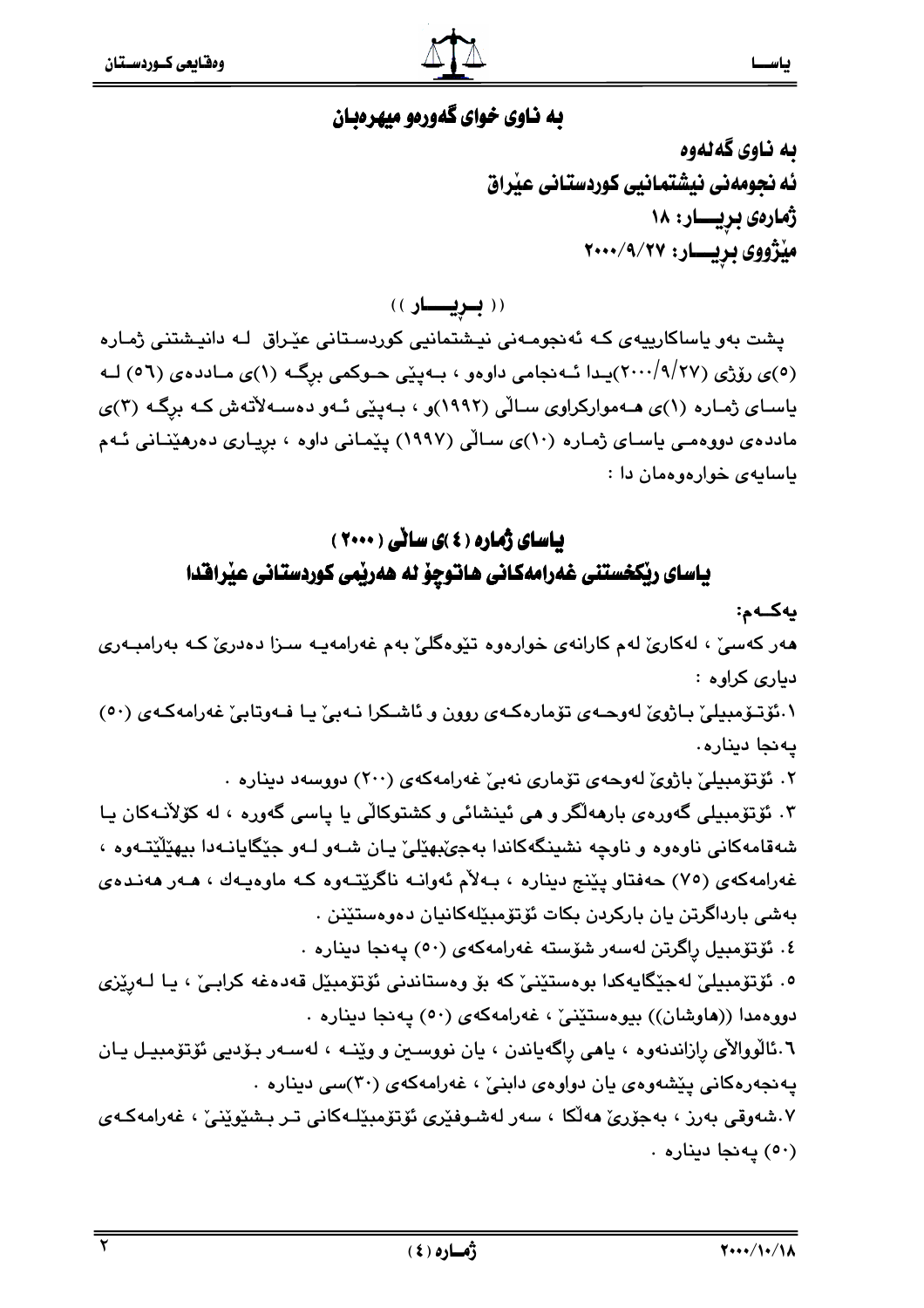## به ناوی خوای گەورەو میهرەبان

**به ناوی گەلەوە**
**ئەنجومەنی نیشتمانیی کوردستانی عێراق**
**ژمارەی بڕیـــار: ١٨**
**مێژووی بڕیـــار: ٢٠٠٠/٩/٢٧**

(( بـڕیـــار ))

پشت بەو یاساکارییەی کـە ئەنجومـەنی نیـشتمانیی کوردسـتانی عێـراق لـە دانیـشتنی ژمـارە (٥)ی ڕۆژی (٢٠٠٠/٩/٢٧)یـدا ئـەنجامی داوەو ، بـەپێی حـوکمی بڕگـە (١)ی مـاددەی (٥٦) لـە یاسـای ژمـارە (١)ی هـەموارکراوی سـاڵی (١٩٩٢)و ، بـەپێی ئـەو دەسـەڵاتەش کـە بڕگـە (٣)ی ماددەی دووەمـی یاسـای ژمـارە (١٠)ی سـاڵی (١٩٩٧) پێمـانی داوە ، بڕیـاری دەرهێنـانی ئـەم یاسایەی خوارەوەمان دا :

## یاسای ژمارە (٤)ی ساڵی (٢٠٠٠)
## یاسای ڕێکخستنی غەرامەکانی هاتوچۆ لە هەرێمی کوردستانی عێراقدا

**یەکـەم:**

هەر کەسێ ، لەکارێ لەم کارانەی خوارەوە تێوەگلێ بەم غەرامەیـە سـزا دەدرێ کـە بەرامبـەری دیاری کراوە :

١.ئۆتـۆمبیلێ بـاژوێ لەوحـەی تۆمارەکـەی ڕوون و ئاشـکرا نـەبێ یـا فـەوتابێ غەرامەکـەی (٥٠) پەنجا دینارە.

٢. ئۆتۆمبیلێ باژوێ لەوحەی تۆماری نەبێ غەرامەکەی (٢٠٠) دووسەد دینارە .

٣. ئۆتۆمبیلی گەورەی بارهەڵگر و هی ئینشائی و کشتوکاڵی یا پاسی گەورە ، لە کۆڵانـەکان یـا شەقامەکانی ناوەوە و ناوچە نشینگەکاندا بەجێبهێڵێ یـان شـەو لـەو جێگایانـەدا بیهێڵێتـەوە ، غەرامەکەی (٧٥) حەفتاو پێنج دینارە ، بـەڵام ئەوانـە ناگرێتـەوە کـە ماوەیـەك ، هـەر هەنـدەی بەشی بارداگرتن یان بارکردن بکات ئۆتۆمبێلەکانیان دەوەستێنن .

٤. ئۆتۆمبیل ڕاگرتن لەسەر شۆستە غەرامەکەی (٥٠) پەنجا دینارە .

٥. ئۆتۆمبیلێ لەجێگایەکدا بوەستێنێ کە بۆ وەستاندنی ئۆتۆمبێل قەدەغە کرابـێ ، یـا لـەڕێزی دووەمدا ((هاوشان)) بیوەستێنێ ، غەرامەکەی (٥٠) پەنجا دینارە .

٦.ئاڵووالای ڕازاندنەوە ، یاهی ڕاگەیاندن ، یان نووسـین و وێنـە ، لەسـەر بـۆدیی ئۆتۆمبیـل یـان پەنجەرەکانی پێشەوەی یان دواوەی دابنێ ، غەرامەکەی (٣٠)سی دینارە .

٧.شەوقی بەرز ، بەجۆرێ هەڵکا ، سەر لەشـوفێری ئۆتۆمبێلـەکانی تـر بـشێوێنێ ، غەرامەکـەی (٥٠) پەنجا دینارە .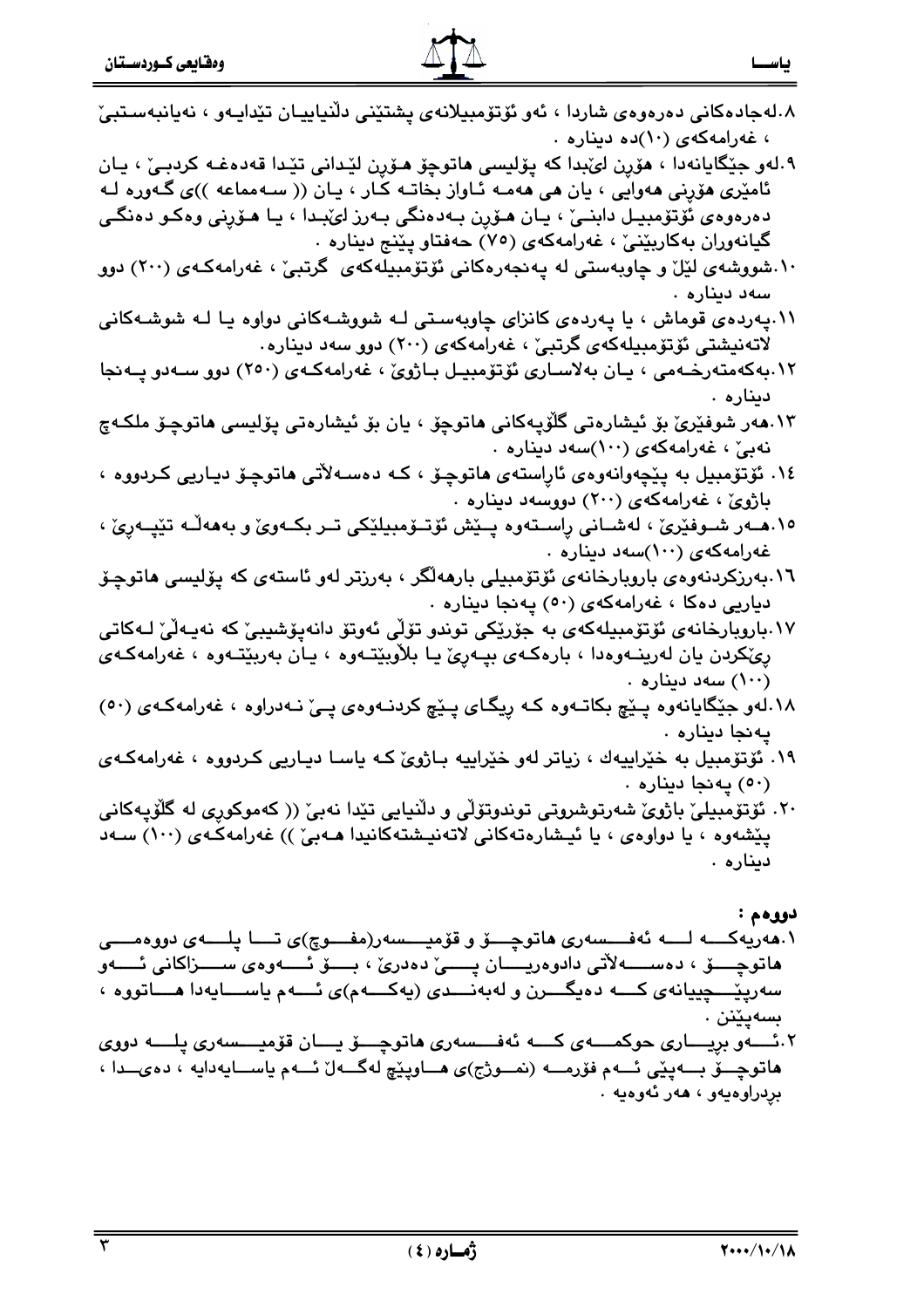٨.لەجادەکانی دەرەوەی شاردا ، ئەو ئۆتۆمبیلانەی پشتێنی دڵنیاییان تێدایەو ، نەیانبەستبێ ، غەرامەکەی (١٠)دە دینارە .

٩.لەو جێگایانەدا ، هۆڕن لێبدا کە پۆلیسی هاتوچۆ هۆڕن لێدانی تێدا قەدەغە کردبێ ، یان ئامێری هۆڕنی هەوایی ، یان هی هەمە ئاواز بخاتە کار ، یان (( سەمماعە ))ی گەورە لە دەرەوەی ئۆتۆمبیل دابنێ ، یان هۆڕن بەدەنگی بەرز لێبدا ، یا هۆڕنی وەکو دەنگی گیانەوران بەکاربێنێ ، غەرامەکەی (٧٥) حەفتاو پێنج دینارە .

١٠.شووشەی لێڵ و چاوبەستی لە پەنجەرەکانی ئۆتۆمبیلەکەی گرتبێ ، غەرامەکەی (٢٠٠) دوو سەد دینارە .

١١.پەردەی قوماش ، یا پەردەی کانزای چاوبەستی لە شووشەکانی دواوە یا لە شووشەکانی لاتەنیشتی ئۆتۆمبیلەکەی گرتبێ ، غەرامەکەی (٢٠٠) دوو سەد دینارە.

١٢.بەکەمتەرخەمی ، یان بەلاساری ئۆتۆمبیل باژوێ ، غەرامەکەی (٢٥٠) دوو سەدو پەنجا دینارە .

١٣.هەر شوفێرێ بۆ ئیشارەتی گلۆپەکانی هاتوچۆ ، یان بۆ ئیشارەتی پۆلیسی هاتوچۆ ملکەچ نەبێ ، غەرامەکەی (١٠٠)سەد دینارە .

١٤. ئۆتۆمبیل بە پێچەوانەوەی ئاراستەی هاتوچۆ ، کە دەسەلاتی هاتوچۆ دیاریی کردووە ، باژوێ ، غەرامەکەی (٢٠٠) دووسەد دینارە .

١٥.هەر شوفێرێ ، لەشانی ڕاستەوە پێش ئۆتۆمبیلێکی تر بکەوێ و بەهەڵە تێپەڕێ ، غەرامەکەی (١٠٠)سەد دینارە .

١٦.بەرزکردنەوەی باروبارخانەی ئۆتۆمبیلی بارهەڵگر ، بەرزتر لەو ئاستەی کە پۆلیسی هاتوچۆ دیاریی دەکا ، غەرامەکەی (٥٠) پەنجا دینارە .

١٧.باروبارخانەی ئۆتۆمبیلەکەی بە جۆرێکی توندو تۆڵی ئەوتۆ دانەپۆشیبێ کە نەیەڵێ لەکاتی ڕێکردن یان لەرینەوەدا ، بارەکەی بپەڕێ یا بڵاوبێتەوە ، یان بەربێتەوە ، غەرامەکەی (١٠٠) سەد دینارە .

١٨.لەو جێگایانەوە پێچ بکاتەوە کە ڕیگای پێچ کردنەوەی پێ نەدراوە ، غەرامەکەی (٥٠) پەنجا دینارە .

١٩. ئۆتۆمبیل بە خێراییەك ، زیاتر لەو خێراییە باژوێ کە یاسا دیاریی کردووە ، غەرامەکەی (٥٠) پەنجا دینارە .

٢٠. ئۆتۆمبیلێ باژوێ شەرتوشروتی توندوتۆڵی و دڵنیایی تێدا نەبێ (( کەموکوڕی لە گلۆپەکانی پێشەوە ، یا دواوەی ، یا ئیشارەتەکانی لاتەنیشتەکانیدا هەبێ )) غەرامەکەی (١٠٠) سەد دینارە .

**دووەم :**

١.هەریەکە لە ئەفسەری هاتوچۆ و قۆمیسەر(مفوض)ی تا پلەی دووەمی هاتوچۆ ، دەسەلاتی دادوەریان پێ دەدرێ ، بۆ ئەوەی سزاکانی ئەو سەرپێچییانەی کە دەیگرن و لەبەندی (یەکەم)ی ئەم یاسایەدا هاتووە ، بسەپێنن .

٢.ئەو بڕیاری حوکمەی کە ئەفسەری هاتوچۆ یان قۆمیسەری پلە دووی هاتوچۆ بەپێی ئەم فۆرمە (نموزج)ی هاوپێچ لەگەڵ ئەم یاسایەدایە ، دەیدا ، بڕدراوەیەو ، هەر ئەوەیە .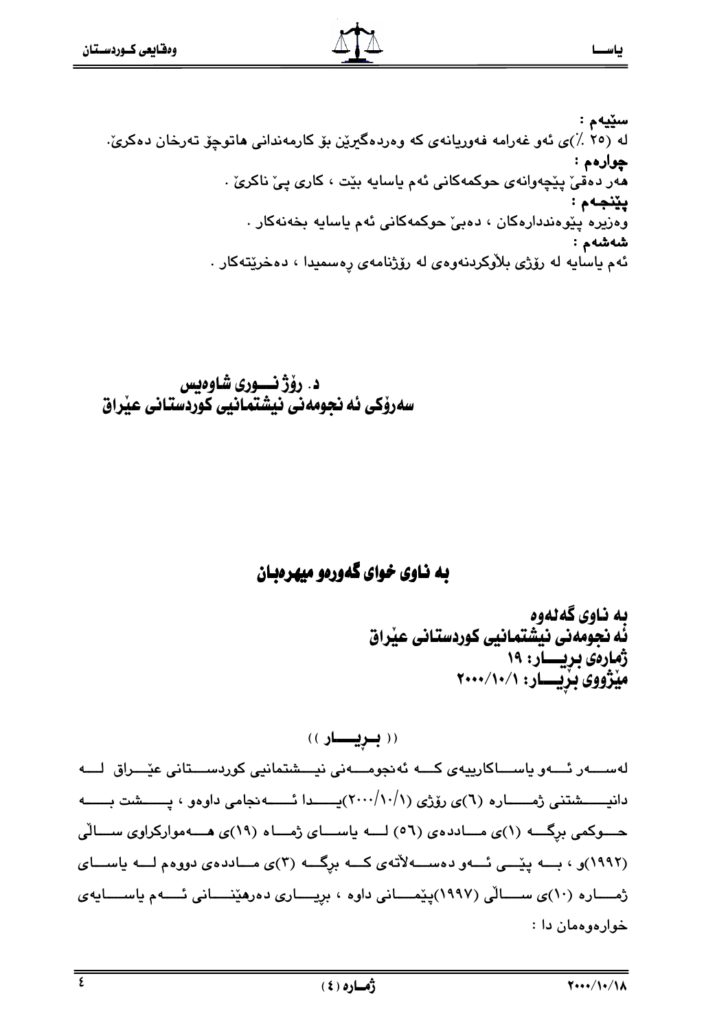**سێیەم :**
لە (٢٥ ٪)ی ئەو غەرامە فەوریانەی کە وەردەگیرێن بۆ کارمەندانی هاتوچۆ تەرخان دەکرێ.
**چوارەم :**
هەر دەقێ پێچەوانەی حوکمەکانی ئەم یاسایە بێت ، کاری پێ ناکرێ .
**پێنجەم :**
وەزیرە پێوەندارەکان ، دەبێ حوکمەکانی ئەم یاسایە بخەنەکار .
**شەشەم :**
ئەم یاسایە لە رۆژی بلاوکردنەوەی لە رۆژنامەی رەسمیدا ، دەخرێتەکار .

**د. رۆژ نـــوری شاوەیس**
**سەرۆکی ئەنجومەنی نیشتمانیی کوردستانی عێراق**

## بە ناوی خوای گەورەو میهرەبان

**بە ناوی گەلەوە**
**ئەنجومەنی نیشتمانیی کوردستانی عێراق**
**ژمارەی بڕیـــار: ١٩**
**مێژووی بڕیـــار: ٢٠٠٠/١٠/١**

(( بـڕیـــار ))

لەســـەر ئـــەو یاســـاکارییەی کـــە ئەنجومـــەنی نیـــشتمانیی کوردســـتانی عێـــراق لـــە دانیـــشتنی ژمـــارە (٦)ی رۆژی (٢٠٠٠/١٠/١)یـــدا ئـــەنجامی داوەو ، پـــشت بـــە حـــوکمی برگـــە (١)ی مـــاددەی (٥٦) لـــە یاســـای ژمـــاە (١٩)ی هـــەموارکراوی ســـالّی (١٩٩٢)و ، بـــە پێـــی ئـــەو دەســـەلاّتەی کـــە برگـــە (٣)ی مـــاددەی دووەم لـــە یاســـای ژمـــارە (١٠)ی ســـالّی (١٩٩٧)پێمـــانی داوە ، بریـــاری دەرهێنـــانی ئـــەم یاســـایەی خوارەوەمان دا :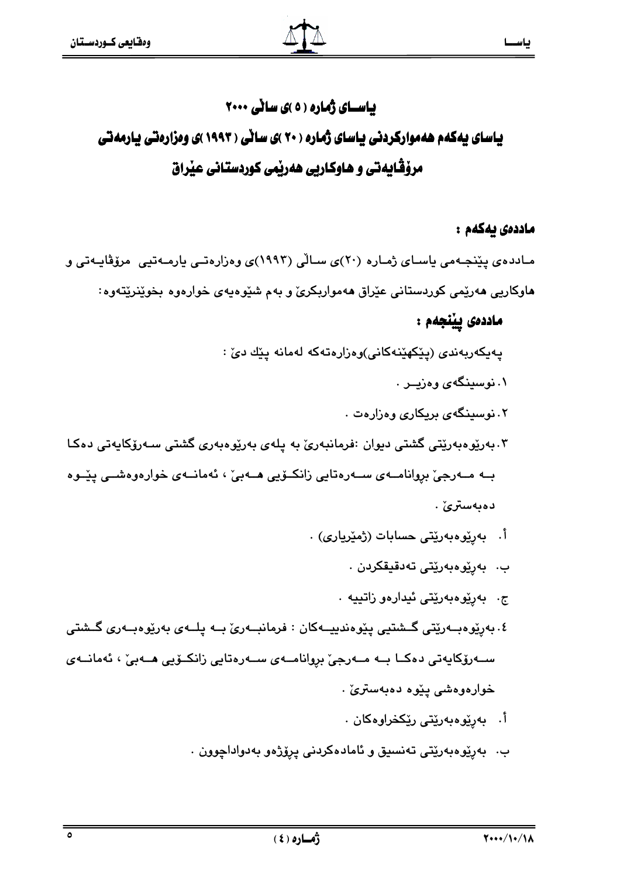# یاسای ژماره (٥)ی ساڵی ٢٠٠٠

## یاسای یەکەم هەموارکردنی یاسای ژمارە (٢٠)ی ساڵی (١٩٩٣)ی وەزارەتی یارمەتی مرۆڤایەتی و هاوکاریی هەرێمی کوردستانی عێراق

**ماددەی یەکەم :**

ماددەی پێنجەمی یاسای ژمارە (٢٠)ی ساڵی (١٩٩٣)ی وەزارەتی یارمەتیی مرۆڤایەتی و هاوکاریی هەرێمی کوردستانی عێراق هەمواربکرێ و بەم شێوەیەی خوارەوە بخوێنرێتەوە:

**ماددەی پێنجەم :**

پەیکەربەندی (پێکهێنەکانی)وەزارەتەکە لەمانە پێك دێ :

١. نوسینگەی وەزیــر .

٢. نوسینگەی بریکاری وەزارەت .

٣. بەرێوەبەرێتی گشتی دیوان :فرمانبەرێ بە پلەی بەرێوەبەری گشتی سەرۆکایەتی دەکا بە مەرجێ بروانامەی سەرەتایی زانکۆیی هەبێ ، ئەمانەی خوارەوەشی پێوە دەبەسترێ .

أ. بەرێوەبەرێتی حسابات (ژمێریاری) .

ب. بەرێوەبەرێتی تەدقیقکردن .

ج. بەرێوەبەرێتی ئیدارەو زاتییە .

٤. بەرێوەبەرێتی گشتیی پێوەندییەکان : فرمانبەرێ بە پلەی بەرێوەبەری گشتی سەرۆکایەتی دەکا بە مەرجێ بروانامەی سەرەتایی زانکۆیی هەبێ ، ئەمانەی خوارەوەشی پێوە دەبەسترێ .

أ. بەرێوەبەرێتی رێکخراوەکان .

ب. بەرێوەبەرێتی تەنسیق و ئامادەکردنی پرۆژەو بەدواداچوون .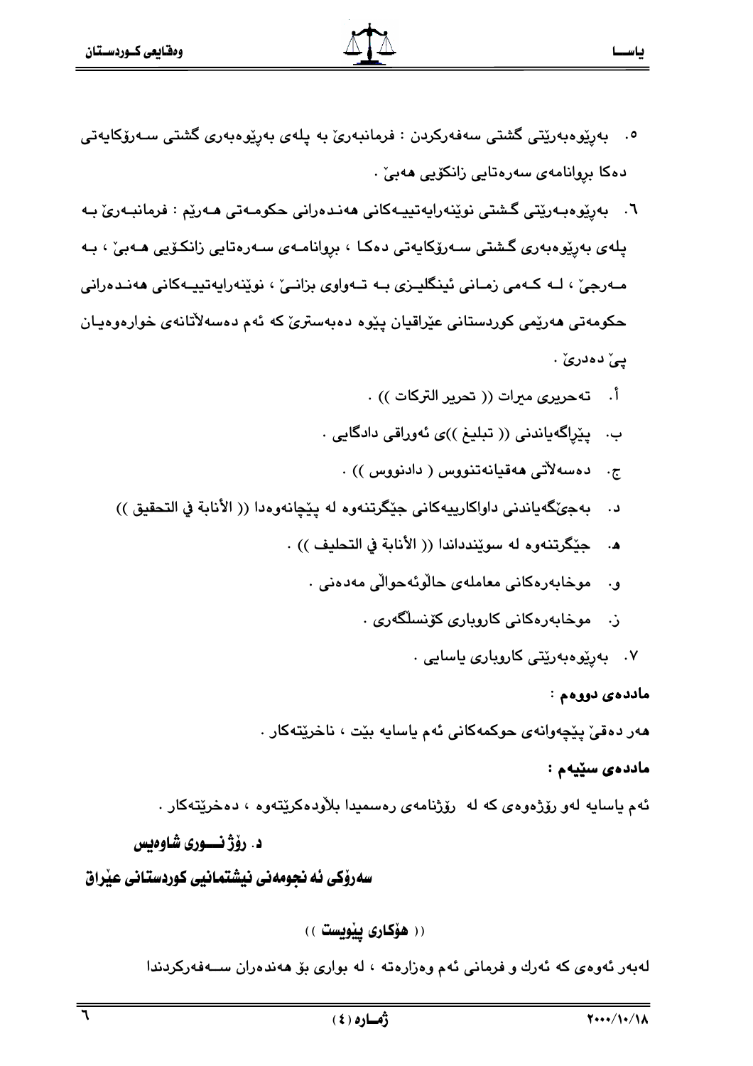٥. بەڕێوەبەرێتی گشتی سەفەرکردن : فرمانبەرێ بە پلەی بەڕێوەبەری گشتی سەرۆکایەتی دەکا بڕوانامەی سەرەتایی زانکۆیی هەبێ .

٦. بەڕێوەبەرێتی گشتی نوێنەرایەتییەکانی هەندەرانی حکومەتی هەرێم : فرمانبەرێ بە پلەی بەڕێوەبەری گشتی سەرۆکایەتی دەکا ، بڕوانامەی سەرەتایی زانکۆیی هەبێ ، بە مەرجێ ، لە کەمی زمانی ئینگلیزی بە تەواوی بزانێ ، نوێنەرایەتییەکانی هەندەرانی حکومەتی هەرێمی کوردستانی عێراقیان پێوە دەبەسترێ کە ئەم دەسەلاتانەی خوارەوەیان پێ دەدرێ .

أ. تەحریری میرات (( تحرير التركات )) .

ب. پێڕاگەیاندنی (( تبليغ ))ی ئەوراقی دادگایی .

ج. دەسەلاتی هەقیانەتنووس ( دادنووس )) .

د. بەجێگەیاندنی داواکارییەکانی جێگرتنەوە لە پێچانەوەدا (( الأنابة في التحقيق ))

هـ. جێگرتنەوە لە سوێنددانە (( الأنابة في التحليف )) .

و. موخابەرەکانی معاملەی حاڵوئەحواڵی مەدەنی .

ز. موخابەرەکانی کاروباری کۆنسڵگەری .

٧. بەڕێوەبەرێتی کاروباری یاسایی .

**ماددەی دووەم :**

هەر دەقێ پێچەوانەی حوکمەکانی ئەم یاسایە بێت ، ناخرێتەکار .

**ماددەی سێیەم :**

ئەم یاسایە لەو ڕۆژەوەی کە لە ڕۆژنامەی ڕەسمیدا بلاوەکرێتەوە ، دەخرێتەکار .

**د. ڕۆژنوری شاوەیس**

**سەرۆکی ئەنجومەنی نیشتمانیی کوردستانی عێراق**

(( **هۆکاری پێویست** ))

لەبەر ئەوەی کە ئەرك و فرمانی ئەم وەزارەتە ، لە بواری بۆ هەندەران سەفەرکردندا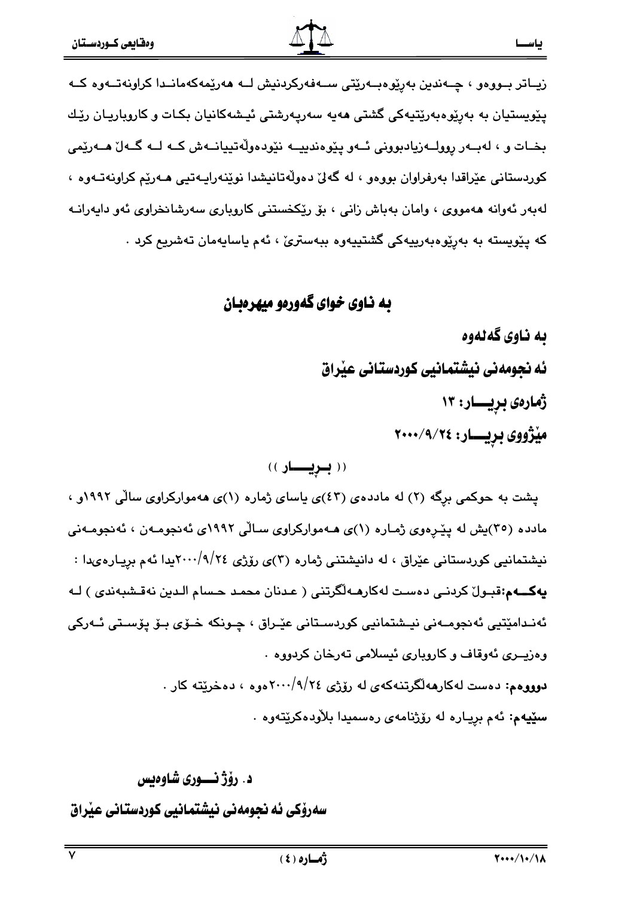زیاتر بووەو ، چەندین بەڕێوەبەرێتی سەفەرکردنیش لە هەرێمەکەماندا کراونەتەوە کە پێویستیان بە بەڕێوەبەرێتیەکی گشتی هەیە سەرپەرشتی ئیشەکانیان بکات و کاروباریان ڕێك بخات و ، لەبەر ڕوولەزیادبوونی ئەو پێوەندییە نێودەوڵەتییانەش کە لە گەڵ هەرێمی کوردستانی عێراقدا بەرفراوان بووەو ، لە گەڵ دەوڵەتانیشدا نوێنەرایەتیی هەرێم کراونەتەوە ، لەبەر ئەوانە هەمووی ، وامان بەباش زانی ، بۆ ڕێکخستنی کاروباری سەرشانخراوی ئەو دایەرانە کە پێویستە بە بەڕێوەبەرییەکی گشتییەوە ببەسترێ ، ئەم یاسایەمان تەشریع کرد .

## بە ناوی خوای گەورەو میهرەبان

**بە ناوی گەلەوە**

**ئە نجومەنی نیشتمانیی کوردستانی عێراق**

**ژمارەی بڕیــــار: ١٣**

**مێژووی بڕیــــار: ٢٠٠٠/٩/٢٤**

(( بــڕیــــار ))

پشت بە حوکمی برگە (٢) لە ماددەی (٤٣)ی یاسای ژمارە (١)ی هەموارکراوی ساڵی ١٩٩٢و ، مادده (٣٥)یش لە پێڕەوی ژمارە (١)ی هەموارکراوی ساڵی ١٩٩٢ی ئەنجومەن ، ئەنجومەنی نیشتمانیی کوردستانی عێراق ، لە دانیشتنی ژمارە (٣)ی ڕۆژی ٢٠٠٠/٩/٢٤یدا ئەم بڕیارەی‌دا :

**یەکــــەم:** قبوڵ کردنی دەست لەکارهەڵگرتنی ( عدنان محمد حسام الدین نەقشبەندی ) لە ئەندامێتیی ئەنجومەنی نیشتمانیی کوردستانی عێراق ، چونکە خۆی بۆ پۆستی ئەرکی وەزیری ئەوقاف و کاروباری ئیسلامی تەرخان کردووە .

**دووەم:** دەست لەکارهەڵگرتنەکەی لە ڕۆژی ٢٠٠٠/٩/٢٤ەوە ، دەخرێتە کار .

**سێیەم:** ئەم بڕیارە لە ڕۆژنامەی ڕەسمیدا بلاّودەکرێتەوە .

**د. ڕۆژ نـــوری شاوەیس**

**سەرۆکی ئە نجومەنی نیشتمانیی کوردستانی عێراق**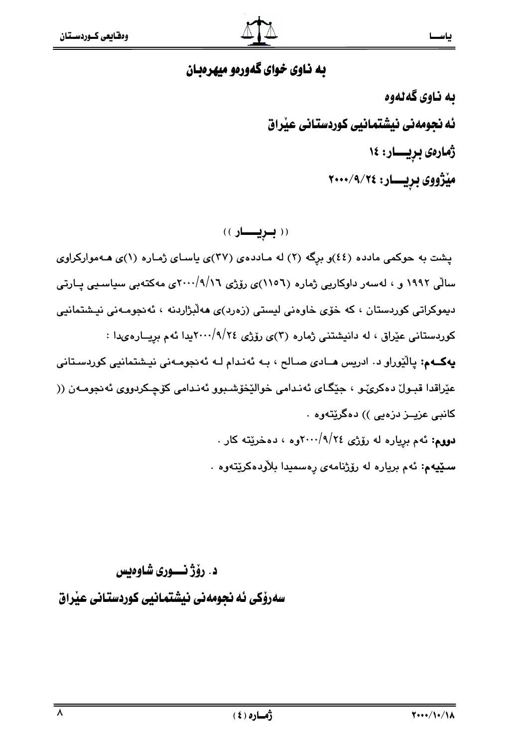# به ناوی خوای گەورەو میهرەبان

**به ناوی گەلەوە**

**ئه نجومەنی نیشتمانیی کوردستانی عێراق**

**ژمارەی بڕیـــار: ١٤**

**مێژووی بڕیـــار: ٢٠٠٠/٩/٢٤**

(( بـڕیـــار ))

پشت بە حوکمی ماددە (٤٤)و بڕگە (٢) لە مـاددەی (٣٧)ی یاسـای ژمـارە (١)ی هـەموارکراوی ساڵی ١٩٩٢ و ، لەسەر داوکاریی ژمارە (١١٥٦)ی ڕۆژی ٢٠٠٠/٩/١٦ی مەکتەبی سیاسـیی پـارتی دیموکراتی کوردستان ، کە خۆی خاوەنی لیستی (زەرد)ی هەڵبژاردنە ، ئەنجومـەنی نیـشتمانیی کوردستانی عێراق ، لە دانیشتنی ژمارە (٣)ی ڕۆژی ٢٠٠٠/٩/٢٤یدا ئەم بڕیـارەیدا :

**یەکـەم:** پاڵێوراو د. ادریس هـادی صـالح ، بـە ئەنـدام لـە ئەنجومـەنی نیـشتمانیی کوردسـتانی عێراقدا قبـوڵ دەکرێـو ، جێگـای ئەنـدامی خوالێخۆشـبوو ئەنـدامی کۆچـکردووی ئەنجومـەن (( کانبی عزیــز دزەیی )) دەگرێتەوە .

**دووەم:** ئەم بڕیارە لە ڕۆژی ٢٠٠٠/٩/٢٤وە ، دەخرێتە کار .

**سـێیەم:** ئەم بڕیارە لە ڕۆژنامەی ڕەسمیدا بڵاودەکرێتەوە .

**د. رۆژ نـــوری شاوەیس**

**سەرۆکی ئه نجومەنی نیشتمانیی کوردستانی عێراق**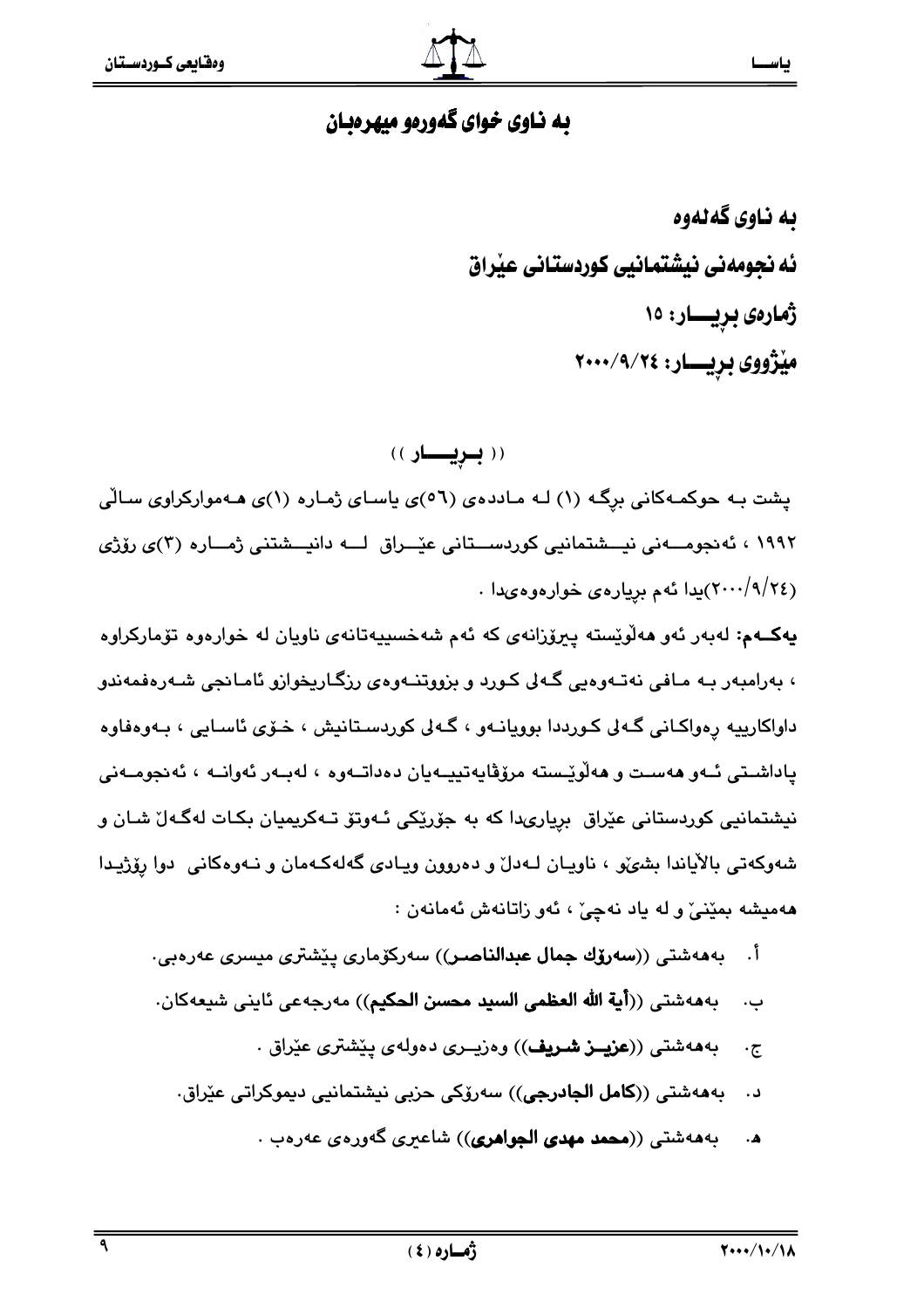## به ناوی خوای گەورەو میهرەبان

**به ناوی گەلەوە**

**ئه نجومەنی نیشتمانیی کوردستانی عێراق**

**ژمارەی بڕیــــار: ١٥**

**مێژووی بڕیــــار: ٢٠٠٠/٩/٢٤**

(( **بــڕیــــار** ))

پشت بـه حوکمـەکانی بڕگـە (١) لـە مـاددەی (٥٦)ی یاسـای ژمـارە (١)ی هـەموارکراوی سـاڵی ١٩٩٢ ، ئەنجومـــەنی نیـــشتمانیی کوردســـتانی عێـــراق لـــە دانیـــشتنی ژمـــارە (٣)ی ڕۆژی (٢٠٠٠/٩/٢٤)یدا ئەم بڕیارەی خوارەوەیدا .

**یەکــەم:** لەبەر ئەو هەڵوێستە پیرۆزانەی کە ئەم شەخسییەتانەی ناویان لە خوارەوە تۆمارکراوە ، بەرامبەر بـە مـافی نەتـەوەیی گـەلی کـورد و بزووتنـەوەی ڕزگـاریخوازو ئامـانجی شـەرەفمەندو داواکارییە ڕەواکـانی گـەلی کـوردا بوویانـەو ، گـەلی کوردسـتانیش ، خـۆی ئاسـایی ، بـەوەفاوە پاداشـتی ئـەو هەسـت و هەڵوێـستە مرۆڤایەتییـەیان دەداتـەوە ، لەبـەر ئەوانـە ، ئەنجومـەنی نیشتمانیی کوردستانی عێراق بڕیاریدا کە بە جۆرێکی ئـەوتۆ تـەکریمیان بکـات لەگـەڵ شـان و شەوکەتی باڵایاندا بشێو ، ناویـان لـەدڵ و دەروون ویـادی گەلەکـەمان و نـەوەکانی دوا ڕۆژیـدا هەمیشە بمێنێ و لە یاد نەچێ ، ئەو زاتانەش ئەمانەن :

أ. بەهەشتی ((**سەرۆك جمال عبدالناصر**)) سەرکۆماری پێشتری میسری عەرەبی.

ب. بەهەشتی ((**آیة الله العظمی السید محسن الحکیم**)) مەرجەعی ئاینی شیعەکان.

ج. بەهەشتی ((**عزیــز شـریف**)) وەزیـری دەولەی پێشتری عێراق .

د. بەهەشتی ((**کامل الجادرجي**)) سەرۆکی حزبی نیشتمانیی دیموکراتی عێراق.

هـ. بەهەشتی ((**محمد مهدی الجواهري**)) شاعیری گەورەی عەرەب .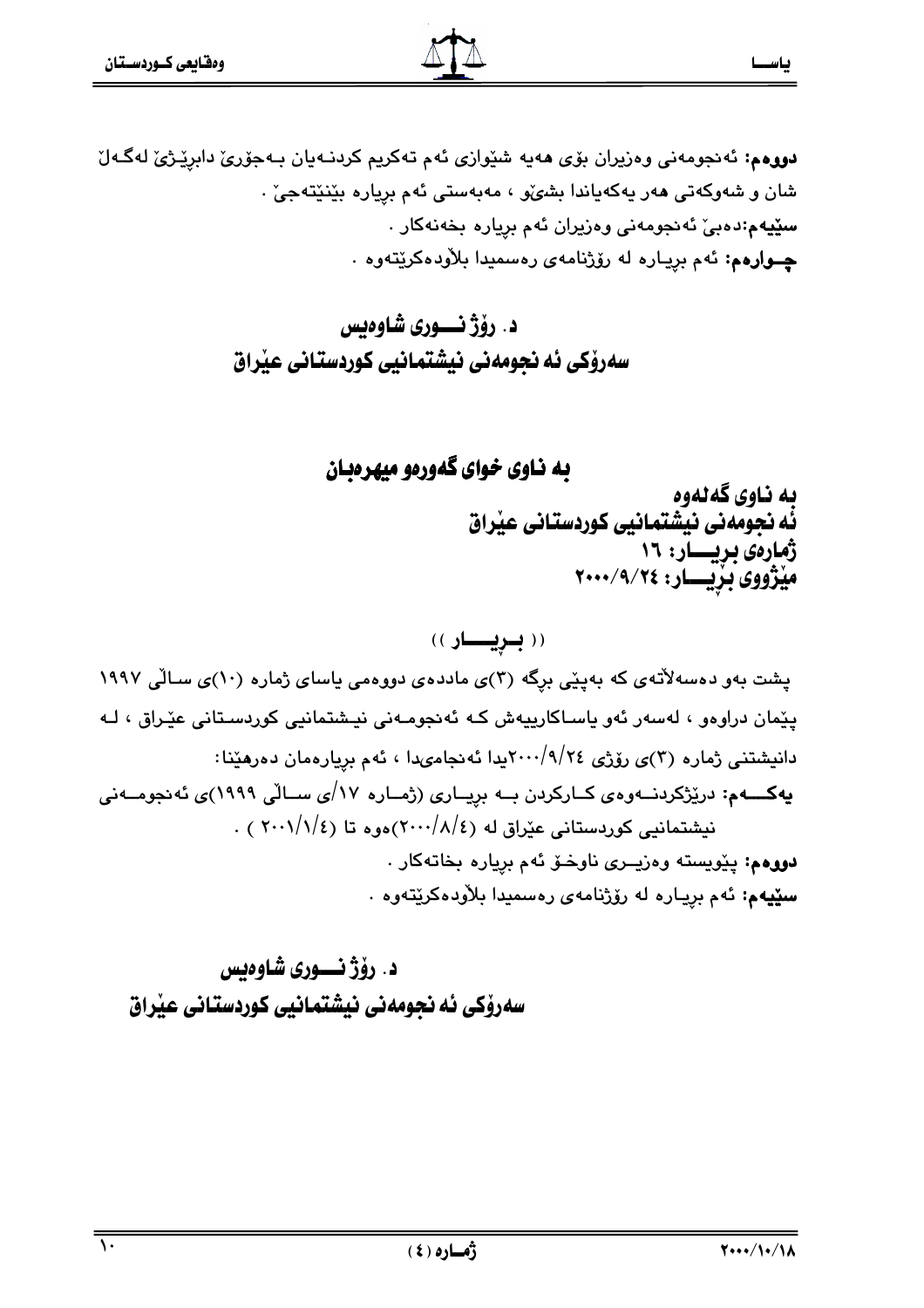**دووەم:** ئەنجومەنی وەزیران بۆی هەیە شێوازی ئەم تەکریم کردنەیان بەجۆرێ دابرێژێ لەگەڵ شان و شەوکەتی هەر یەکەیاندا بشێو ، مەبەستی ئەم بڕیارە بێنێتەجێ .

**سێیەم:** دەبێ ئەنجومەنی وەزیران ئەم بڕیارە بخەنەکار .

**چـوارەم:** ئەم بڕیـارە لە ڕۆژنامەی ڕەسمیدا بڵاودەکرێتەوە .

**د. ڕۆژ نـــوری شاوەیس**
**سەرۆکی ئەنجومەنی نیشتمانیی کوردستانی عێراق**

## بە ناوی خوای گەورەو میهرەبان

**بە ناوی گەلەوە**
**ئەنجومەنی نیشتمانیی کوردستانی عێراق**
**ژمارەی بڕیـــار: ١٦**
**مێژووی بڕیـــار: ٢٠٠٠/٩/٢٤**

(( بـڕیـــار ))

پشت بەو دەسەڵاتەی کە بەپێی بڕگە (٣)ی ماددەی دووەمی یاسای ژمارە (١٠)ی ساڵی ١٩٩٧ پێمان دراوەو ، لەسەر ئەو یاساکارییەش کە ئەنجومەنی نیشتمانیی کوردستانی عێراق ، لە دانیشتنی ژمارە (٣)ی ڕۆژی ٢٠٠٠/٩/٢٤یدا ئەنجامیدا ، ئەم بڕیارەمان دەرهێنا:

**یەکـــەم:** درێژکردنـــەوەی کـارکردن بـە بڕیـاری (ژمـارە ١٧/ی سـاڵی ١٩٩٩)ی ئەنجومـەنی نیشتمانیی کوردستانی عێراق لە (٢٠٠٠/٨/٤)ەوە تا (٢٠٠١/١/٤) .

**دووەم:** پێویستە وەزیـری ناوخـۆ ئەم بڕیارە بخاتەکار .

**سێیەم:** ئەم بڕیـارە لە ڕۆژنامەی ڕەسمیدا بڵاودەکرێتەوە .

**د. ڕۆژ نـــوری شاوەیس**
**سەرۆکی ئەنجومەنی نیشتمانیی کوردستانی عێراق**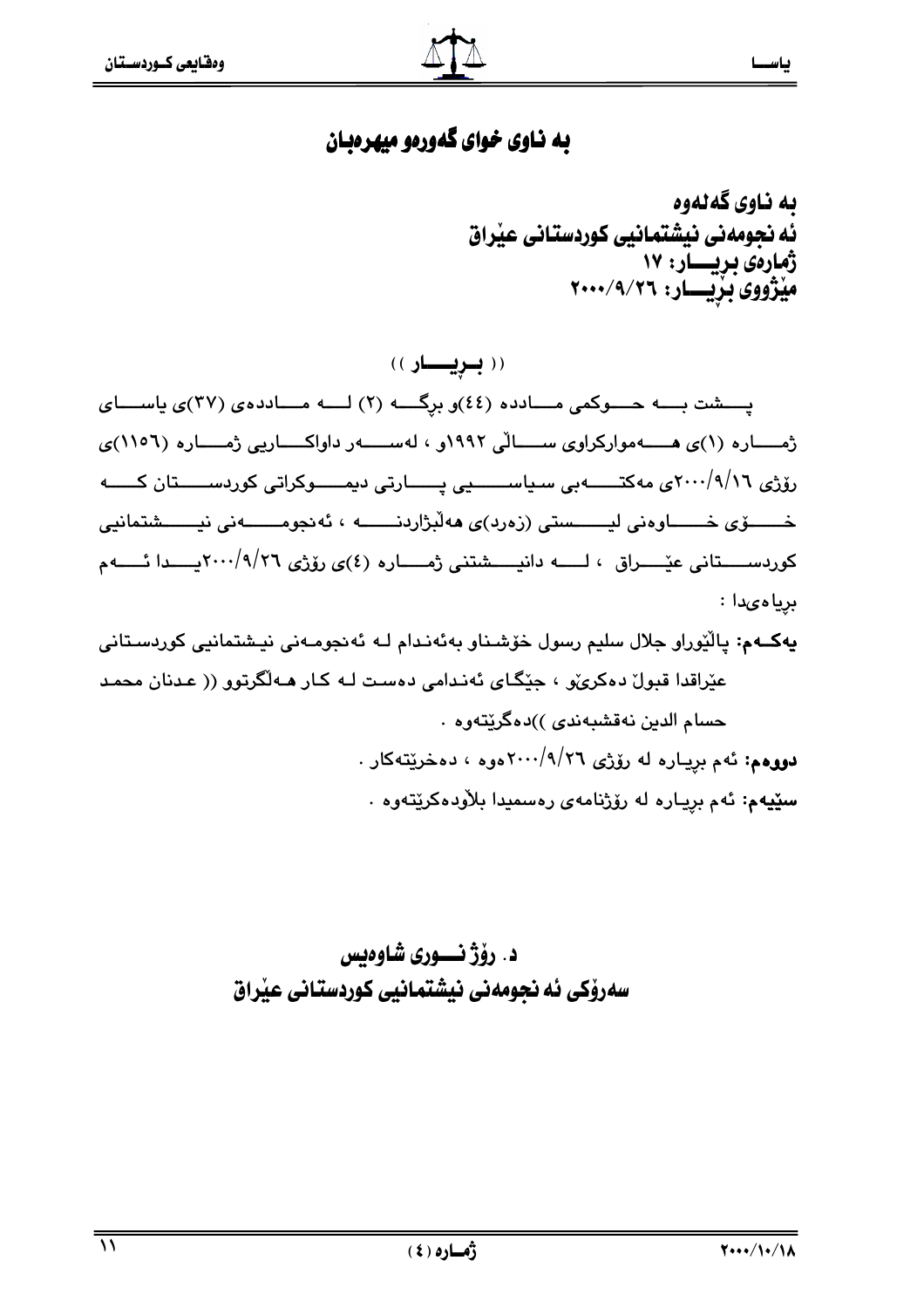# به ناوی خوای گەورەو میهرەبان

**به ناوی گەلەوە**
**ئەنجومەنی نیشتمانیی کوردستانی عێراق**
**ژمارەی بڕیـــار: ١٧**
**مێژووی بڕیـــار: ٢٠٠٠/٩/٢٦**

(( بـڕیـــار ))

پـــشت بـــه حـــوکمی مـــاددە (٤٤)و برگـــە (٢) لـــە مـــاددەی (٣٧)ی یاســـای ژمـــارە (١)ی هـــەموارکراوی ســـاڵی ١٩٩٢و ، لەســـەر داواکـــاریی ژمـــارە (١١٥٦)ی ڕۆژی ٢٠٠٠/٩/١٦ی مەکتـــەبی سیاســـیی پـــارتی دیمـــوکراتی کوردســـتان کـــە خـــۆی خـــاوەنی لیـــستی (زەرد)ی هەڵبژاردنـــە ، ئەنجومـــەنی نیـــشتمانیی کوردســـتانی عێـــراق ، لـــە دانیـــشتنی ژمـــارە (٤)ی ڕۆژی ٢٠٠٠/٩/٢٦یـــدا ئـــەم بڕیارەیدا :

**یەکـەم:** پاڵێوراو جلال سلیم رسول خۆشناو بەئەندام لـە ئەنجومـەنی نیـشتمانیی کوردسـتانی عێراقدا قبوڵ دەکرێو ، جێگـای ئەنـدامی دەسـت لـە کـار هـەڵگرتوو (( عـدنان محمـد حسام الدین نەقشبەندی ))دەگرێتەوە .

**دووەم:** ئەم بڕیارە لە ڕۆژی ٢٠٠٠/٩/٢٦ەوە ، دەخرێتەکار .

**سێیەم:** ئەم بڕیارە لە ڕۆژنامەی رەسمیدا بلاودەکرێتەوە .

**د. ڕۆژ نـــوری شاوەیس**
**سەرۆکی ئەنجومەنی نیشتمانیی کوردستانی عێراق**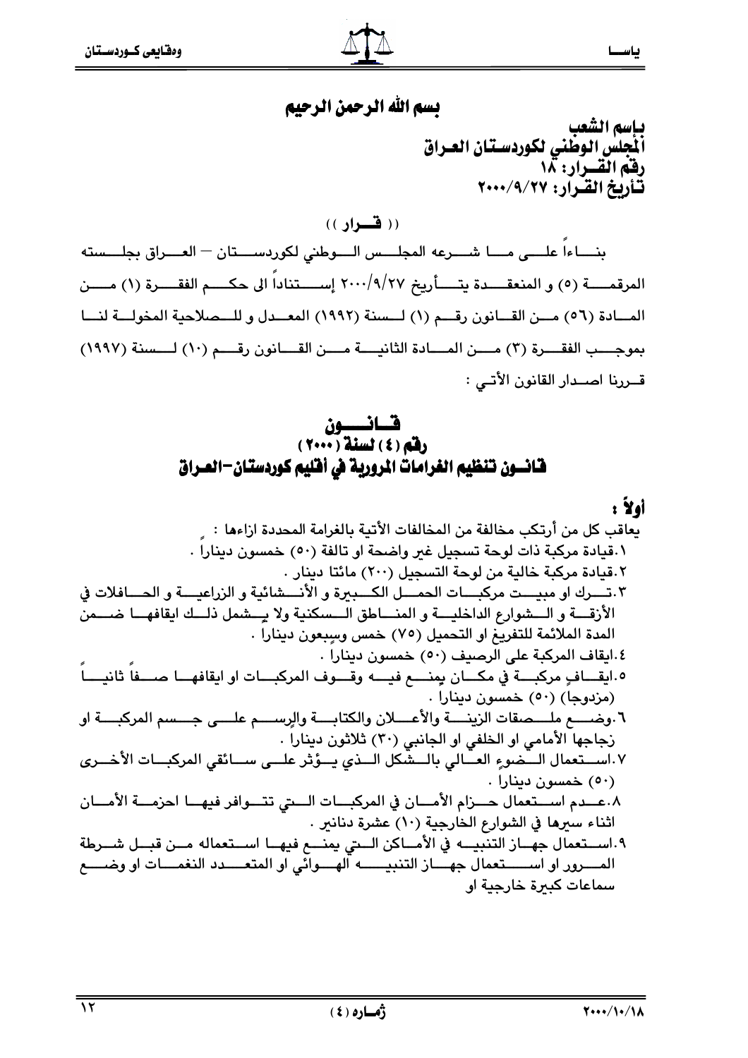بسم الله الرحمن الرحيم

**باسم الشعب**
**المجلس الوطني لكوردستان العراق**
**رقم القرار: ١٨**
**تأريخ القرار: ٢٠٠٠/٩/٢٧**

(( **قـرار** ))

بناءاً على ما شرعه المجلس الوطني لكوردستان – العراق بجلسته المرقمة (٥) و المنعقدة بتأريخ ٢٠٠٠/٩/٢٧ إستناداً الى حكم الفقرة (١) من المادة (٥٦) من القانون رقم (١) لسنة (١٩٩٢) المعدل و للصلاحية المخولة لنا بموجب الفقرة (٣) من المادة الثانية من القانون رقم (١٠) لسنة (١٩٩٧) قررنا اصدار القانون الآتي :

# قانون
## رقم (٤) لسنة (٢٠٠٠)
## قانون تنظيم الغرامات المرورية في أقليم كوردستان-العراق

**أولاً :**

يعاقب كل من أرتكب مخالفة من المخالفات الأتية بالغرامة المحددة ازاءها :

١. قيادة مركبة ذات لوحة تسجيل غير واضحة او تالفة (٥٠) خمسون ديناراً .
٢. قيادة مركبة خالية من لوحة التسجيل (٢٠٠) مائتا دينار .
٣. ترك او مبيت مركبات الحمل الكبيرة و الأنشائية و الزراعية و الحافلات في الأزقة و الشوارع الداخلية و المناطق السكنية ولا يشمل ذلك ايقافها ضمن المدة الملائمة للتفريغ او التحميل (٧٥) خمس وسبعون ديناراً .
٤. ايقاف المركبة على الرصيف (٥٠) خمسون ديناراً .
٥. ايقاف مركبة في مكان يمنع فيه وقوف المركبات او ايقافها صفاً ثانياً (مزدوجاً) (٥٠) خمسون ديناراً .
٦. وضع ملصقات الزينة والأعلان والكتابة والرسم على جسم المركبة او زجاجها الأمامي او الخلفي او الجانبي (٣٠) ثلاثون ديناراً .
٧. استعمال الضوء العالي بالشكل الذي يؤثر على سائقي المركبات الأخرى (٥٠) خمسون ديناراً .
٨. عدم استعمال حزام الأمان في المركبات التي تتوافر فيها احزمة الأمان اثناء سيرها في الشوارع الخارجية (١٠) عشرة دنانير .
٩. استعمال جهاز التنبيه في الأماكن التي يمنع فيها استعماله من قبل شرطة المرور او استعمال جهاز التنبيه الهوائي او المتعدد النغمات او وضع سماعات كبيرة خارجية او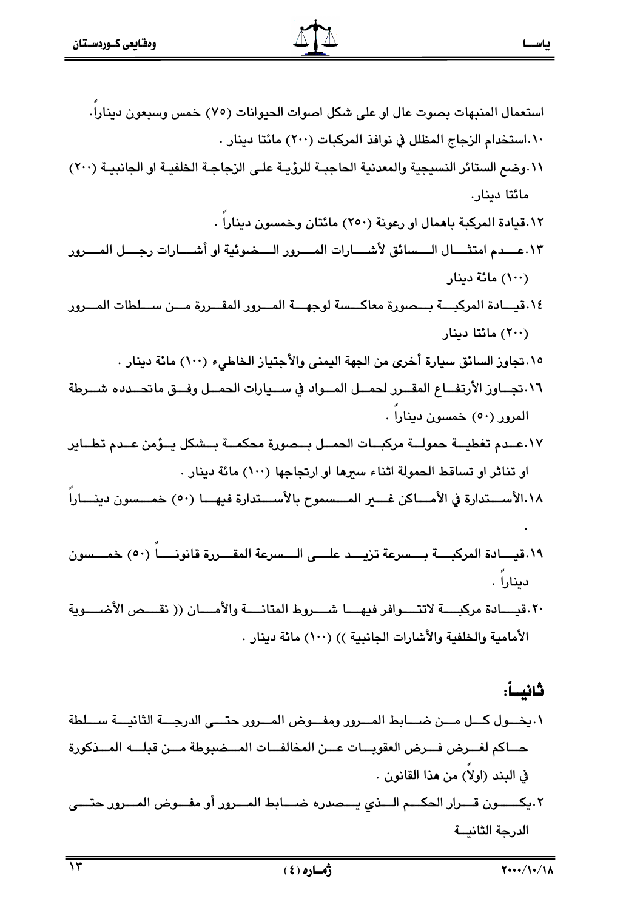استعمال المنبهات بصوت عال او على شكل اصوات الحيوانات (٧٥) خمس وسبعون ديناراً.

١٠.استخدام الزجاج المظلل في نوافذ المركبات (٢٠٠) مائتا دينار .

١١.وضع الستائر النسيجية والمعدنية الحاجبة للرؤية على الزجاجة الخلفية او الجانبية (٢٠٠) مائتا دينار.

١٢.قيادة المركبة باهمال او رعونة (٢٥٠) مائتان وخمسون ديناراً .

١٣.عدم امتثال السائق لأشارات المرور الضوئية او أشارات رجل المرور (١٠٠) مائة دينار

١٤.قيادة المركبة بصورة معاكسة لوجهة المرور المقررة من سلطات المرور (٢٠٠) مائتا دينار

١٥.تجاوز السائق سيارة أخرى من الجهة اليمنى والأجتياز الخاطيء (١٠٠) مائة دينار .

١٦.تجاوز الأرتفاع المقرر لحمل المواد في سيارات الحمل وفق ماتحدده شرطة المرور (٥٠) خمسون ديناراً .

١٧.عدم تغطية حمولة مركبات الحمل بصورة محكمة بشكل يؤمن عدم تطاير او تناثر او تساقط الحمولة اثناء سيرها او ارتجاجها (١٠٠) مائة دينار .

١٨.الأستدارة في الأماكن غير المسموح بالأستدارة فيها (٥٠) خمسون ديناراً .

١٩.قيادة المركبة بسرعة تزيد على السرعة المقررة قانوناً (٥٠) خمسون ديناراً .

٢٠.قيادة مركبة لاتتوافر فيها شروط المتانة والأمان (( نقص الأضوية الأمامية والخلفية والأشارات الجانبية )) (١٠٠) مائة دينار .

## ثانياً:

١.يخول كل من ضابط المرور ومفوض المرور حتى الدرجة الثانية سلطة حاكم لغرض فرض العقوبات عن المخالفات المضبوطة من قبله المذكورة في البند (اولاً) من هذا القانون .

٢.يكون قرار الحكم الذي يصدره ضابط المرور أو مفوض المرور حتى الدرجة الثانية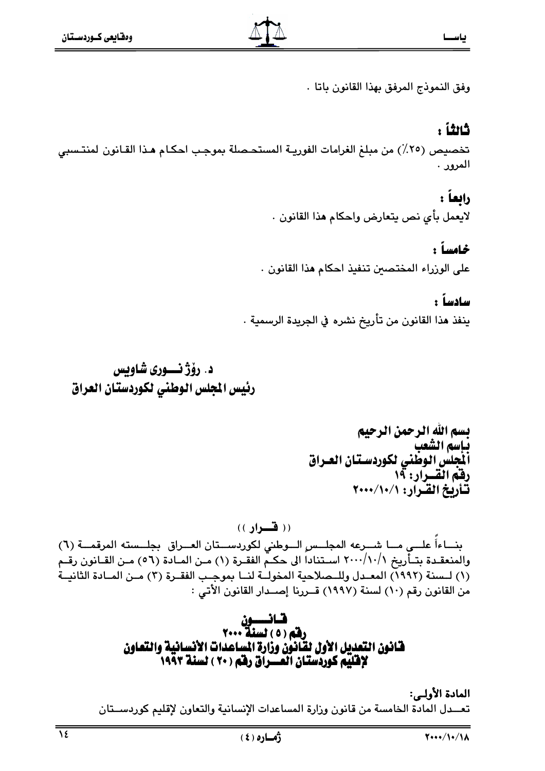وفق النموذج المرفق بهذا القانون باتا .

**ثالثاً :**

تخصيص (٢٥٪) من مبلغ الغرامات الفورية المستحصلة بموجب احكام هذا القانون لمنتسبي المرور .

**رابعاً :**

لايعمل بأي نص يتعارض واحكام هذا القانون .

**خامساً :**

على الوزراء المختصين تنفيذ احكام هذا القانون .

**سادساً :**

ينفذ هذا القانون من تأريخ نشره في الجريدة الرسمية .

**د. رۆژ نوری شاويس**
**رئيس المجلس الوطني لكوردستان العراق**

**بسم الله الرحمن الرحيم**
**بإسم الشعب**
**المجلس الوطني لكوردستان العراق**
**رقم القرار: ١٩**
**تأريخ القرار: ٢٠٠٠/١٠/١**

(( **قرار** ))

بناءاً على ما شرعه المجلس الوطني لكوردستان العراق بجلسته المرقمة (٦) والمنعقدة بتأريخ ٢٠٠٠/١٠/١ استناداً الى حكم الفقرة (١) من المادة (٥٦) من القانون رقم (١) لسنة (١٩٩٢) المعدل وللصلاحية المخولة لنا بموجب الفقرة (٣) من المادة الثانية من القانون رقم (١٠) لسنة (١٩٩٧) قررنا إصدار القانون الأتي :

## قانون
## رقم (٥) لسنة ٢٠٠٠
## قانون التعديل الأول لقانون وزارة المساعدات الأنسانية والتعاون لإقليم كوردستان العراق رقم (٢٠) لسنة ١٩٩٣

**المادة الأولى:**

تعدل المادة الخامسة من قانون وزارة المساعدات الإنسانية والتعاون لإقليم كوردستان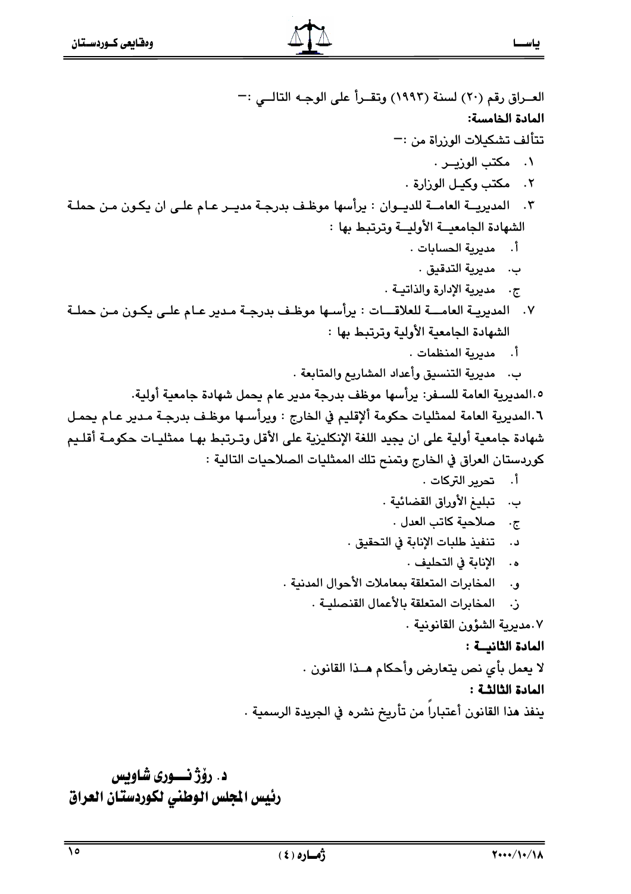العــراق رقم (٢٠) لسنة (١٩٩٣) وتقــرأ على الوجـه التالــي :-

**المادة الخامسة:**

تتألف تشكيلات الوزراة من :-

١. مكتب الوزيــر .
٢. مكتب وكيـل الوزارة .
٣. المديريــة العامــة للديــوان : يرأسها موظـف بدرجـة مديـر عـام علـى ان يكـون مـن حملـة الشهادة الجامعيــة الأوليــة وترتبط بها :
   أ. مديرية الحسابات .
   ب. مديرية التدقيق .
   ج. مديرية الإدارة والذاتيـة .
٧. المديريــة العامــــة للعلاقـــات : يرأسـها موظـف بدرجـة مـدير عـام علـى يكـون مـن حملـة الشهادة الجامعية الأولية وترتبط بها :
   أ. مديرية المنظمات .
   ب. مديرية التنسيق وأعداد المشاريع والمتابعة .

٥.المديرية العامة للسـفر: يرأسها موظف بدرجة مدير عام يحمل شهادة جامعية أولية.

٦.المديرية العامة لممثليات حكومة ألإقليم في الخارج : ويرأسـها موظـف بدرجـة مـدير عـام يحمـل شهادة جامعية أولية على ان يجيد اللغة الإنكليزية على الأقل وتـرتبط بهـا ممثليـات حكومـة أقلـيم كوردستان العراق في الخارج وتمنح تلك الممثليات الصلاحيات التالية :

أ. تحرير التركات .
ب. تبليغ الأوراق القضائية .
ج. صلاحية كاتب العدل .
د. تنفيذ طلبات الإنابة في التحقيق .
ه. الإنابة في التحليف .
و. المخابرات المتعلقة بمعاملات الأحوال المدنية .
ز. المخابرات المتعلقة بالأعمال القنصليـة .

٧.مديرية الشؤون القانونية .

**المادة الثانيــة :**

لا يعمل بأي نص يتعارض وأحكام هــذا القانون .

**المادة الثالثة :**

ينفذ هذا القانون أعتباراً من تأريخ نشره في الجريدة الرسمية .

**د. رۆژ نــــوری شاویس**
**رئيس المجلس الوطني لكوردستان العراق**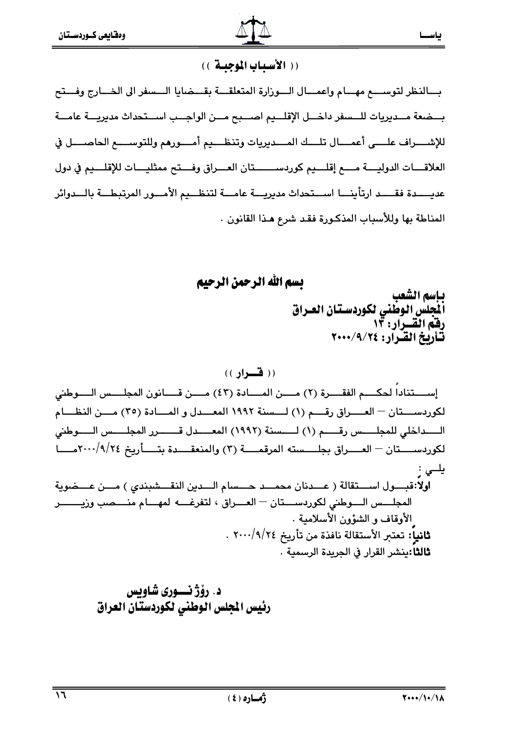## (( الأسباب الموجبة ))

بالنظر لتوسع مهام واعمال الوزارة المتعلقة بقضايا السفر الى الخارج وفتح بضعة مديريات للسفر داخل الإقليم اصبح من الواجب استحداث مديرية عامة للإشراف على أعمال تلك المديريات وتنظيم أمورهم وللتوسع الحاصل في العلاقات الدولية مع إقليم كوردستان العراق وفتح ممثليات للإقليم في دول عديدة فقد ارتأينا استحداث مديرية عامة لتنظيم الأمور المرتبطة بالدوائر المناطة بها وللأسباب المذكورة فقد شرع هذا القانون .

## بسم الله الرحمن الرحيم

**باسم الشعب**
**المجلس الوطني لكوردستان العراق**
**رقم القرار: ١٣**
**تأريخ القرار: ٢٠٠٠/٩/٢٤**

## (( قرار ))

إستناداً لحكم الفقرة (٢) من المادة (٤٣) من قانون المجلس الوطني لكوردستان – العراق رقم (١) لسنة ١٩٩٢ المعدل و المادة (٣٥) من النظام الداخلي للمجلس رقم (١) لسنة (١٩٩٢) المعدل قرر المجلس الوطني لكوردستان – العراق بجلسته المرقمة (٣) والمنعقدة بتأريخ ٢٠٠٠/٩/٢٤ما يلي :

**اولاً:** قبول استقالة ( عدنان محمد حسام الدين النقشبندي ) من عضوية المجلس الوطني لكوردستان – العراق ، لتفرغه لمهام منصب وزير الأوقاف و الشؤون الأسلامية .

**ثانياً:** تعتبر الأستقالة نافذة من تأريخ ٢٠٠٠/٩/٢٤ .

**ثالثا:** ينشر القرار في الجريدة الرسمية .

**د. رۆژ نوری شاویس**
**رئيس المجلس الوطني لكوردستان العراق**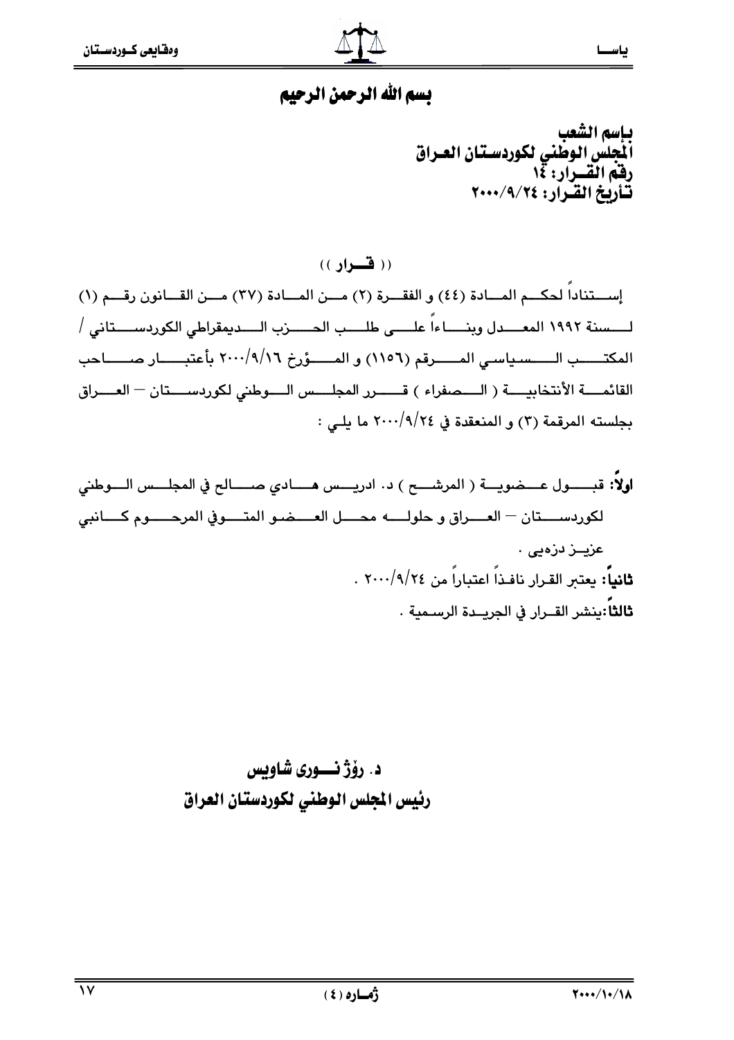# بسم الله الرحمن الرحيم

**باسم الشعب**
**المجلس الوطني لكوردستان العراق**
**رقم القرار: ١٤**
**تأريخ القرار: ٢٠٠٠/٩/٢٤**

**(( قرار ))**

إستناداً لحكم المادة (٤٤) و الفقرة (٢) من المادة (٣٧) من القانون رقم (١) لسنة ١٩٩٢ المعدل وبناءاً على طلب الحزب الديمقراطي الكوردستاني / المكتب السياسي المرقم (١١٥٦) و المؤرخ ٢٠٠٠/٩/١٦ بأعتبار صاحب القائمة الأنتخابية ( الصفراء ) قرر المجلس الوطني لكوردستان – العراق بجلسته المرقمة (٣) و المنعقدة في ٢٠٠٠/٩/٢٤ ما يلي :

**اولاً:** قبول عضوية ( المرشح ) د. ادريس هادي صالح في المجلس الوطني لكوردستان – العراق و حلوله محل العضو المتوفي المرحوم كانبي عزيز دزەیی .

**ثانياً:** يعتبر القرار نافذاً اعتباراً من ٢٠٠٠/٩/٢٤ .

**ثالثاً:** ينشر القرار في الجريدة الرسمية .

**د. رۆژ نوری شاویس**
**رئيس المجلس الوطني لكوردستان العراق**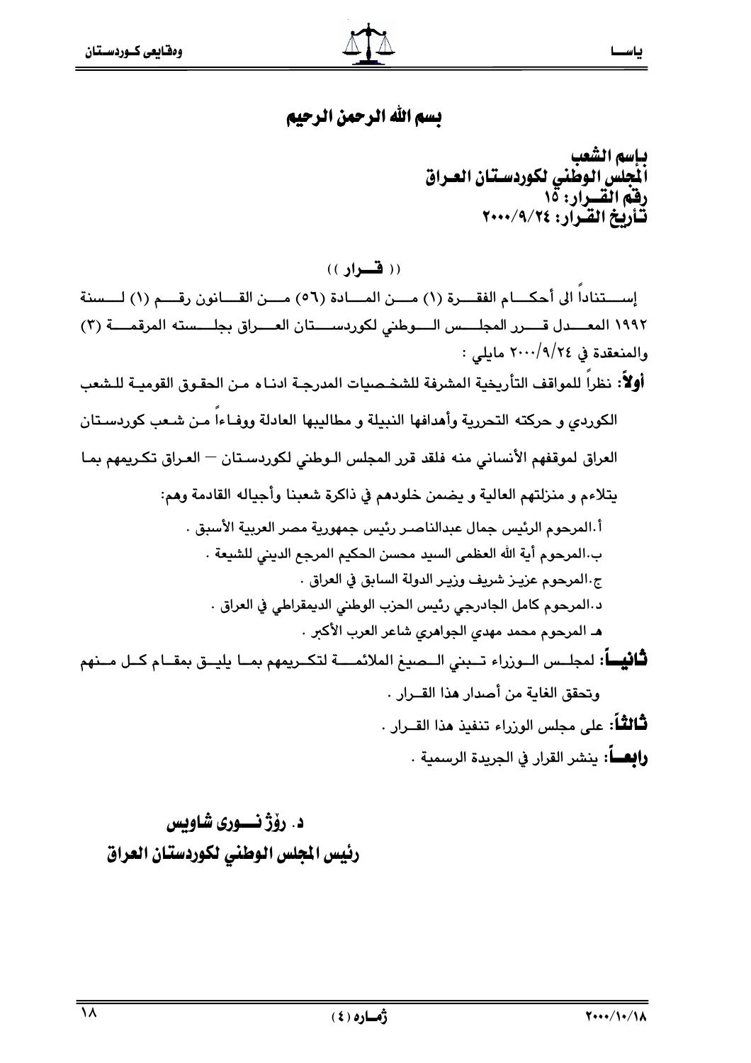# بسم الله الرحمن الرحيم

**باسم الشعب**
**المجلس الوطني لكوردستان العراق**
**رقم القـرار: ١٥**
**تأريخ القرار: ٢٠٠٠/٩/٢٤**

**(( قــرار ))**

إستناداً الى أحكام الفقرة (١) من المادة (٥٦) من القانون رقم (١) لسنة ١٩٩٢ المعدل قرر المجلس الوطني لكوردستان العراق بجلسته المرقمة (٣) والمنعقدة في ٢٠٠٠/٩/٢٤ مايلي :

**أولاً**: نظراً للمواقف التأريخية المشرفة للشخصيات المدرجة ادناه من الحقوق القومية للشعب الكوردي و حركته التحررية وأهدافها النبيلة و مطاليبها العادلة ووفاءاً من شعب كوردستان العراق لموقفهم الأنساني منه فلقد قرر المجلس الوطني لكوردستان – العراق تكريمهم بما يتلاءم و منزلتهم العالية و يضمن خلودهم في ذاكرة شعبنا وأجياله القادمة وهم:

أ.المرحوم الرئيس جمال عبدالناصر رئيس جمهورية مصر العربية الأسبق .
ب.المرحوم أية الله العظمى السيد محسن الحكيم المرجع الديني للشيعة .
ج.المرحوم عزيز شريف وزير الدولة السابق في العراق .
د.المرحوم كامل الجادرجي رئيس الحزب الوطني الديمقراطي في العراق .
هـ المرحوم محمد مهدي الجواهري شاعر العرب الأكبر .

**ثانياً**: لمجلس الوزراء تبني الصيغ الملائمة لتكريمهم بما يليق بمقام كل منهم وتحقق الغاية من أصدار هذا القرار .

**ثالثاً**: على مجلس الوزراء تنفيذ هذا القرار .

**رابعاً**: ينشر القرار في الجريدة الرسمية .

**د. رۆژ نوری شاويس**
**رئيس المجلس الوطني لكوردستان العراق**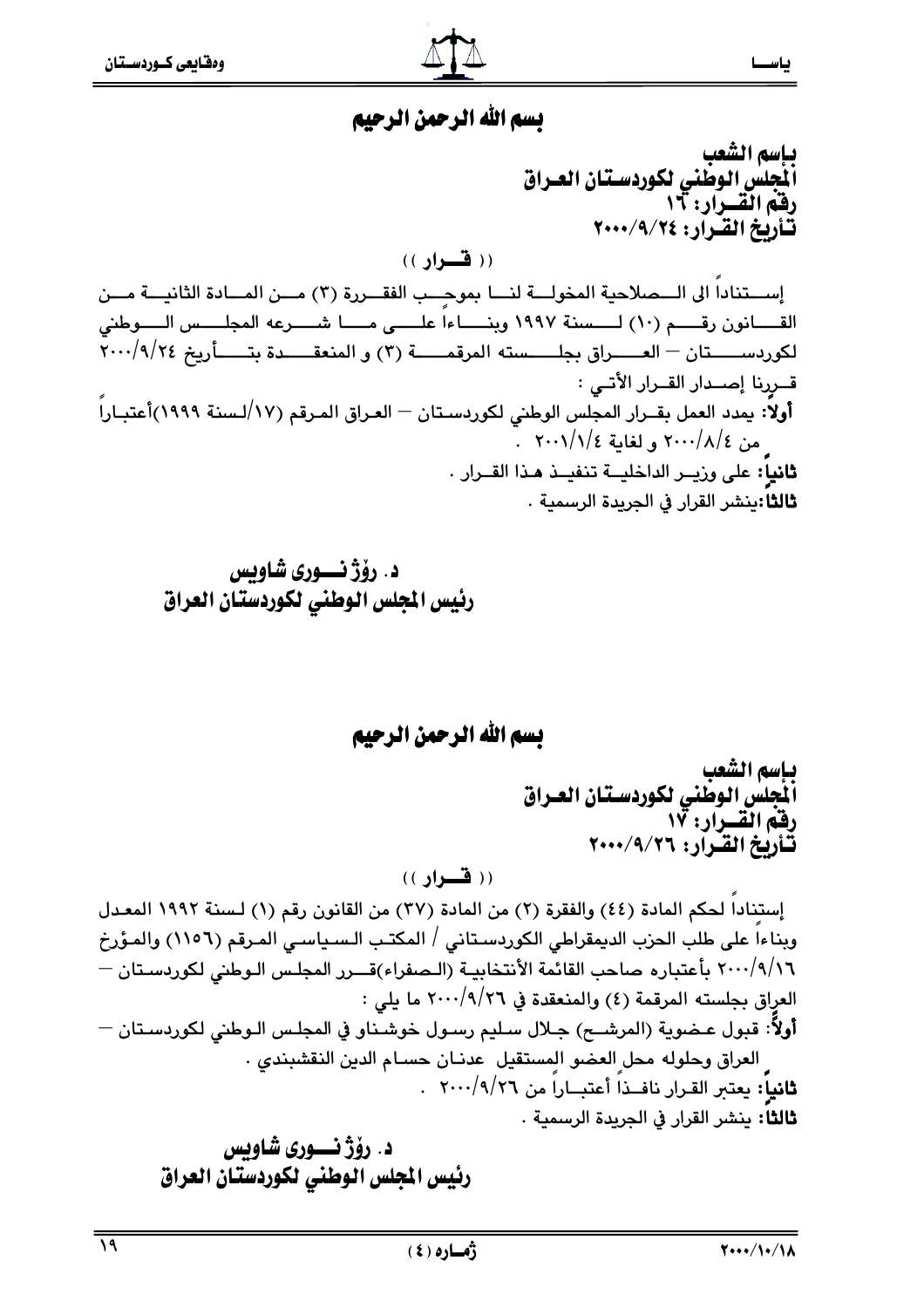# بسم الله الرحمن الرحيم

**باسم الشعب**
**المجلس الوطني لكوردستان العراق**
**رقم القرار: ١٦**
**تأريخ القرار: ٢٠٠٠/٩/٢٤**

(( قـرار ))

إستناداً الى الصلاحية المخولة لنا بموجب الفقرة (٣) من المادة الثانية من القانون رقم (١٠) لسنة ١٩٩٧ وبناءاً على ما شرعه المجلس الوطني لكوردستان – العراق بجلسته المرقمة (٣) و المنعقدة بتأريخ ٢٠٠٠/٩/٢٤ قررنا إصدار القرار الأتي :

**أولاً:** يمدد العمل بقرار المجلس الوطني لكوردستان – العراق المرقم (١٧/لسنة ١٩٩٩)أعتباراً من ٢٠٠٠/٨/٤ و لغاية ٢٠٠١/١/٤ .

**ثانياً:** على وزير الداخلية تنفيذ هذا القرار .

**ثالثاً:** ينشر القرار في الجريدة الرسمية .

**د. رۆژ نـوری شاويس**
**رئيس المجلس الوطني لكوردستان العراق**

# بسم الله الرحمن الرحيم

**باسم الشعب**
**المجلس الوطني لكوردستان العراق**
**رقم القرار: ١٧**
**تأريخ القرار: ٢٠٠٠/٩/٢٦**

(( قـرار ))

إستناداً لحكم المادة (٤٤) والفقرة (٢) من المادة (٣٧) من القانون رقم (١) لسنة ١٩٩٢ المعدل وبناءاً على طلب الحزب الديمقراطي الكوردستاني / المكتب السياسي المرقم (١١٥٦) والمؤرخ ٢٠٠٠/٩/١٦ بأعتباره صاحب القائمة الأنتخابية (الصفراء)قرر المجلس الوطني لكوردستان – العراق بجلسته المرقمة (٤) والمنعقدة في ٢٠٠٠/٩/٢٦ ما يلي :

**أولاً:** قبول عضوية (المرشح) جلال سليم رسول خوشناو في المجلس الوطني لكوردستان – العراق وحلوله محل العضو المستقيل عدنان حسام الدين النقشبندي .

**ثانياً:** يعتبر القرار نافذاً أعتباراً من ٢٠٠٠/٩/٢٦ .

**ثالثاً:** ينشر القرار في الجريدة الرسمية .

**د. رۆژ نـوری شاويس**
**رئيس المجلس الوطني لكوردستان العراق**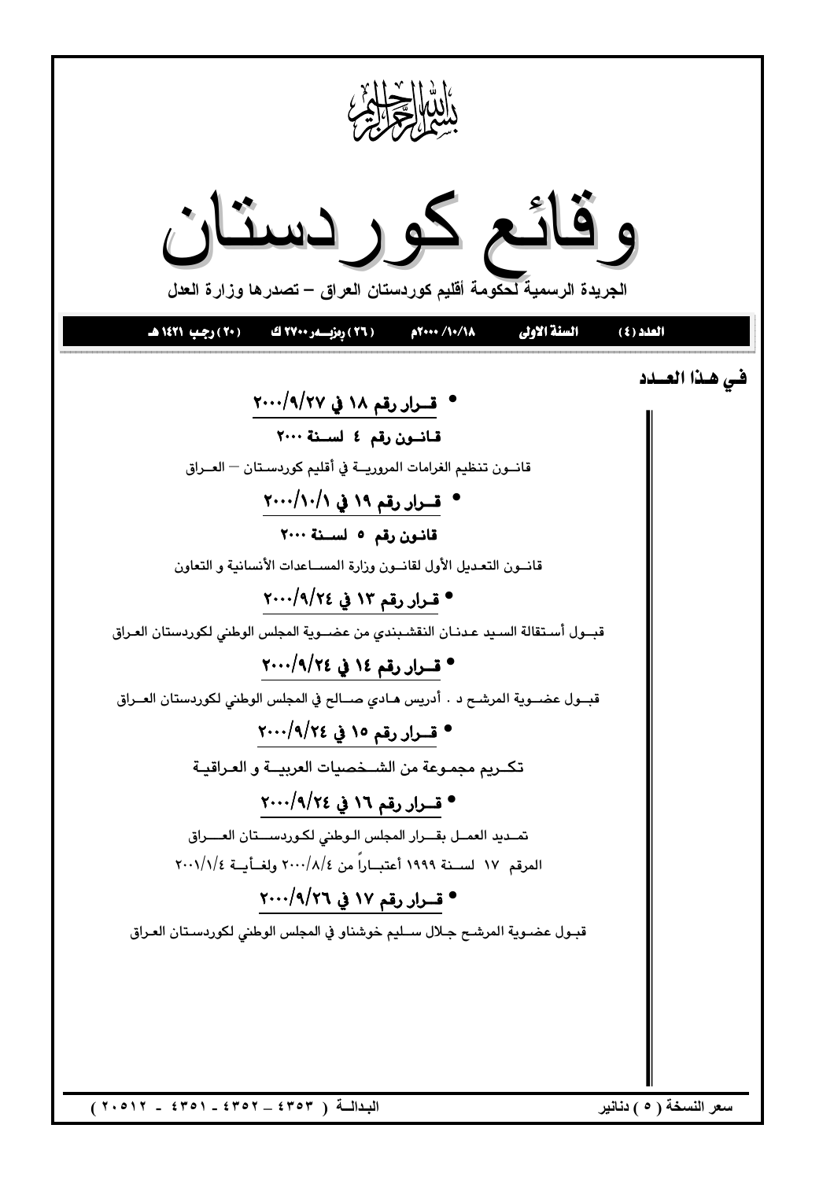بسم الله الرحمن الرحيم

# وقائع كوردستان

**الجريدة الرسمية لحكومة أقليم كوردستان العراق – تصدرها وزارة العدل**

**العدد (٤) | السنة الاولى | ١٨/ ١٠/ ٢٠٠٠م | (٢٦) رەزبـــەر ٢٧٠٠ ك | (٢٠) رجب ١٤٢١ هـ**

## فـي هـذا العـدد

- **قــرار رقم ١٨ في ٢٠٠٠/٩/٢٧**

**قـانـون رقم ٤ لسـنة ٢٠٠٠**

قانــون تنظيم الغرامات المروريــة في أقليم كوردســتان – العــراق

- **قــرار رقم ١٩ في ٢٠٠٠/١٠/١**

**قانون رقم ٥ لسـنة ٢٠٠٠**

قانــون التعـديل الأول لقانــون وزارة المســاعدات الأنسانية و التعاون

- **قـرار رقم ١٣ في ٢٠٠٠/٩/٢٤**

قبــول أسـتقالة السـيد عـدنـان النقشـبندي من عضــوية المجلس الوطني لكوردستان العـراق

- **قــرار رقم ١٤ في ٢٠٠٠/٩/٢٤**

قبــول عضــوية المرشـح د . أدريس هـادي صــالح في المجلس الوطني لكوردستان العــراق

- **قــرار رقم ١٥ في ٢٠٠٠/٩/٢٤**

تكـريم مجموعة من الشـخصيات العربيــة و العـراقيـة

- **قــرار رقم ١٦ في ٢٠٠٠/٩/٢٤**

تمـديد العمــل بقــرار المجلس الـوطني لكـوردســـتان العـــراق المرقم ١٧ لسـنة ١٩٩٩ أعتبــاراً من ٢٠٠٠/٨/٤ ولغــأيـة ٢٠٠١/١/٤

- **قــرار رقم ١٧ في ٢٠٠٠/٩/٢٦**

قبـول عضـوية المرشـح جـلال سـليم خوشناو في المجلس الوطني لكوردسـتان العـراق

سعر النسخة ( ٥ ) دنانير

البدالــة ( ٤٣٥٣ – ٤٣٥٢ - ٤٣٥١ - ٢٠٥١٢ )